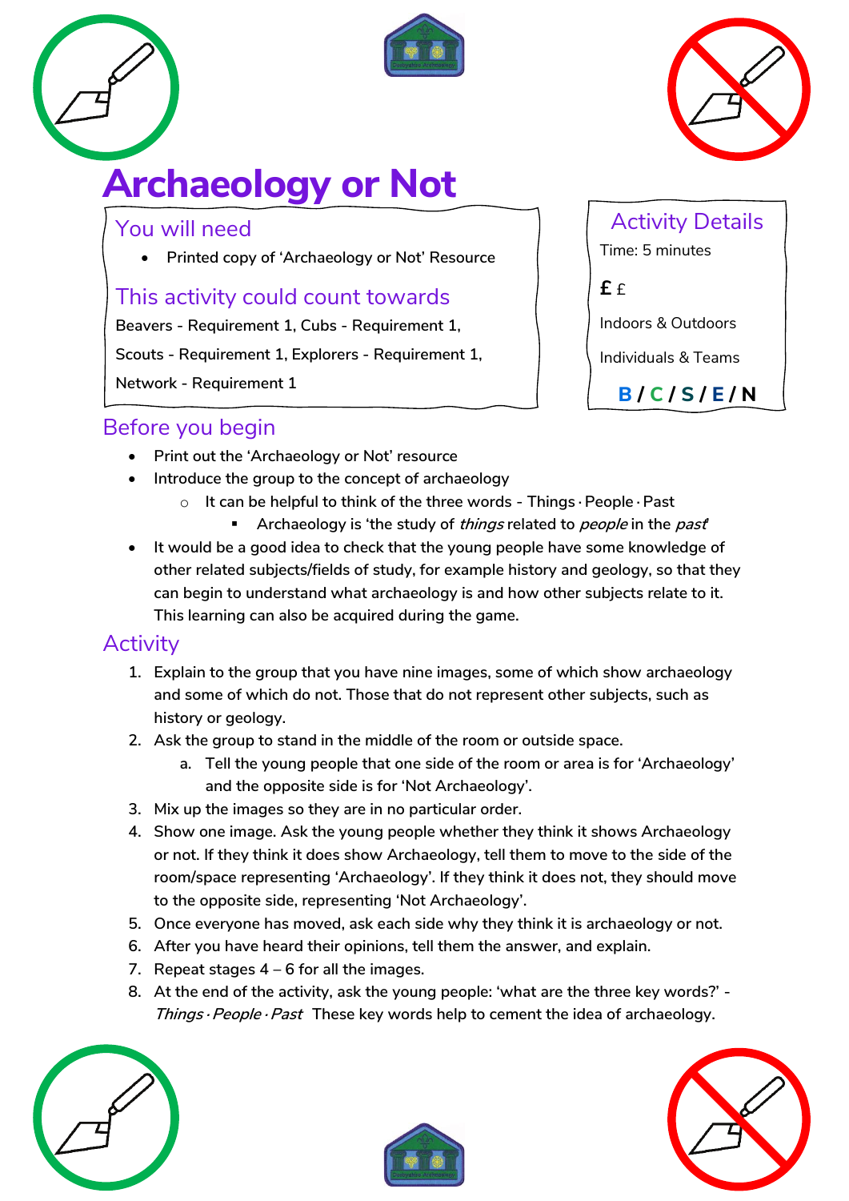# Archaeology or Not

## You will need

- Printed copy of 'Archaeology or Not' Resource

## This activity could count towards

Beavers - Requirement 1, Cubs - Requirement 1, Scouts - Requirement 1, Explorers - Requirement 1, Network - Requirement 1

## Activity Details

Time: 5 minutes

**£** £

Indoors & Outdoors

Individuals & Teams

**B / C / S / E / N**

## Before you begin

- Print out the 'Archaeology or Not' resource
- Introduce the group to the concept of archaeology
  - It can be helpful to think of the three words - Things · People · Past
    - Archaeology is 'the study of *things* related to *people* in the *past*'
- It would be a good idea to check that the young people have some knowledge of other related subjects/fields of study, for example history and geology, so that they can begin to understand what archaeology is and how other subjects relate to it. This learning can also be acquired during the game.

## Activity

1. Explain to the group that you have nine images, some of which show archaeology and some of which do not. Those that do not represent other subjects, such as history or geology.
2. Ask the group to stand in the middle of the room or outside space.
   a. Tell the young people that one side of the room or area is for 'Archaeology' and the opposite side is for 'Not Archaeology'.
3. Mix up the images so they are in no particular order.
4. Show one image. Ask the young people whether they think it shows Archaeology or not. If they think it does show Archaeology, tell them to move to the side of the room/space representing 'Archaeology'. If they think it does not, they should move to the opposite side, representing 'Not Archaeology'.
5. Once everyone has moved, ask each side why they think it is archaeology or not.
6. After you have heard their opinions, tell them the answer, and explain.
7. Repeat stages 4 – 6 for all the images.
8. At the end of the activity, ask the young people: 'what are the three key words?' - *Things · People · Past* These key words help to cement the idea of archaeology.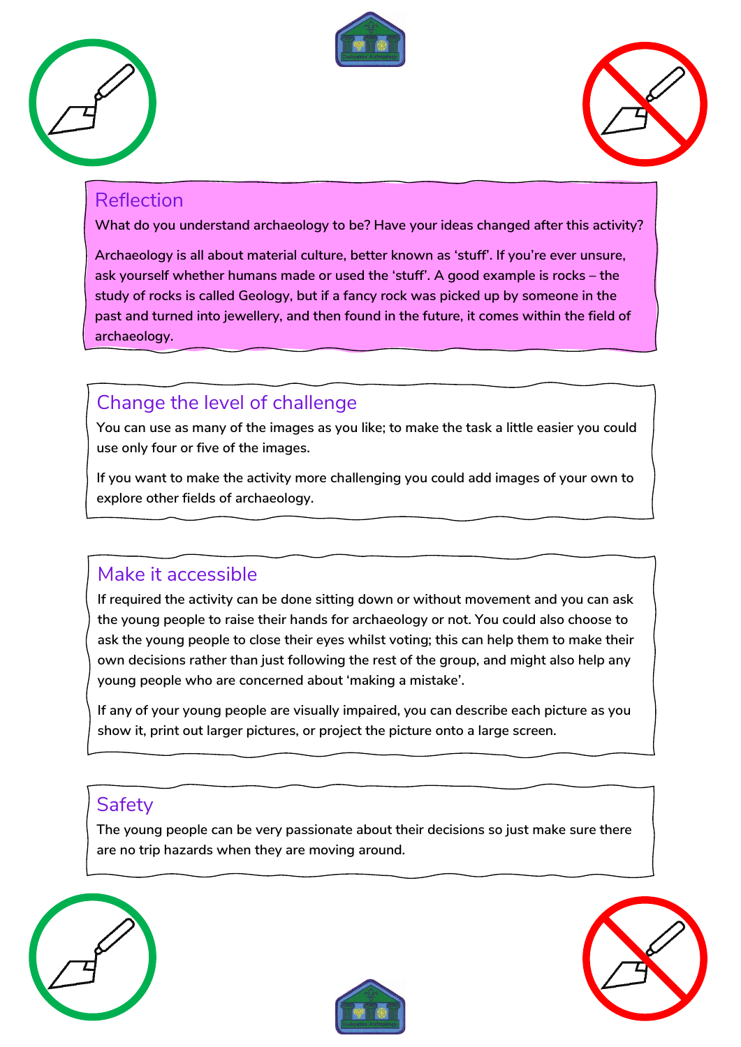## Reflection

**What do you understand archaeology to be? Have your ideas changed after this activity?**

Archaeology is all about material culture, better known as 'stuff'. If you're ever unsure, ask yourself whether humans made or used the 'stuff'. A good example is rocks – the study of rocks is called Geology, but if a fancy rock was picked up by someone in the past and turned into jewellery, and then found in the future, it comes within the field of archaeology.

## Change the level of challenge

You can use as many of the images as you like; to make the task a little easier you could use only four or five of the images.

If you want to make the activity more challenging you could add images of your own to explore other fields of archaeology.

## Make it accessible

If required the activity can be done sitting down or without movement and you can ask the young people to raise their hands for archaeology or not. You could also choose to ask the young people to close their eyes whilst voting; this can help them to make their own decisions rather than just following the rest of the group, and might also help any young people who are concerned about 'making a mistake'.

If any of your young people are visually impaired, you can describe each picture as you show it, print out larger pictures, or project the picture onto a large screen.

## Safety

The young people can be very passionate about their decisions so just make sure there are no trip hazards when they are moving around.